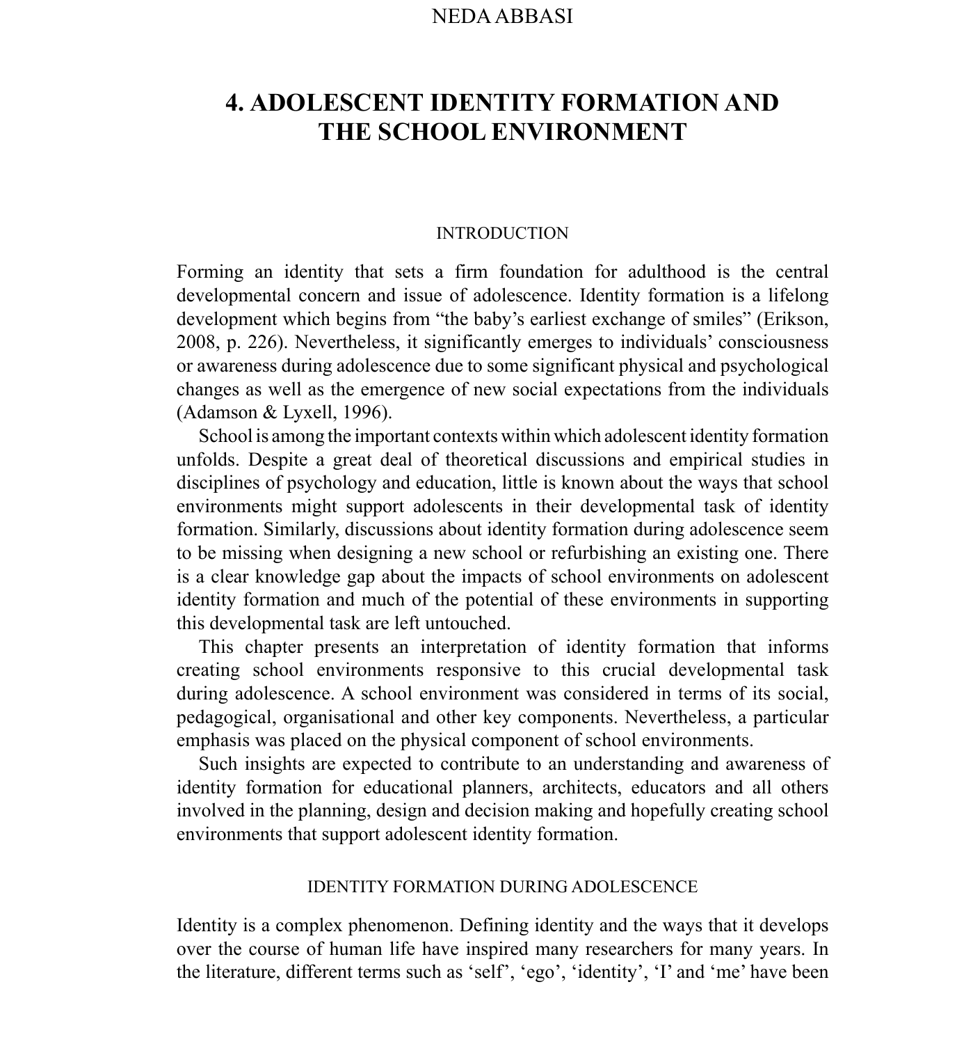NEDA ABBASI

# 4. ADOLESCENT IDENTITY FORMATION AND THE SCHOOL ENVIRONMENT

## INTRODUCTION

Forming an identity that sets a firm foundation for adulthood is the central developmental concern and issue of adolescence. Identity formation is a lifelong development which begins from "the baby's earliest exchange of smiles" (Erikson, 2008, p. 226). Nevertheless, it significantly emerges to individuals' consciousness or awareness during adolescence due to some significant physical and psychological changes as well as the emergence of new social expectations from the individuals (Adamson & Lyxell, 1996).

School is among the important contexts within which adolescent identity formation unfolds. Despite a great deal of theoretical discussions and empirical studies in disciplines of psychology and education, little is known about the ways that school environments might support adolescents in their developmental task of identity formation. Similarly, discussions about identity formation during adolescence seem to be missing when designing a new school or refurbishing an existing one. There is a clear knowledge gap about the impacts of school environments on adolescent identity formation and much of the potential of these environments in supporting this developmental task are left untouched.

This chapter presents an interpretation of identity formation that informs creating school environments responsive to this crucial developmental task during adolescence. A school environment was considered in terms of its social, pedagogical, organisational and other key components. Nevertheless, a particular emphasis was placed on the physical component of school environments.

Such insights are expected to contribute to an understanding and awareness of identity formation for educational planners, architects, educators and all others involved in the planning, design and decision making and hopefully creating school environments that support adolescent identity formation.

## IDENTITY FORMATION DURING ADOLESCENCE

Identity is a complex phenomenon. Defining identity and the ways that it develops over the course of human life have inspired many researchers for many years. In the literature, different terms such as 'self', 'ego', 'identity', 'I' and 'me' have been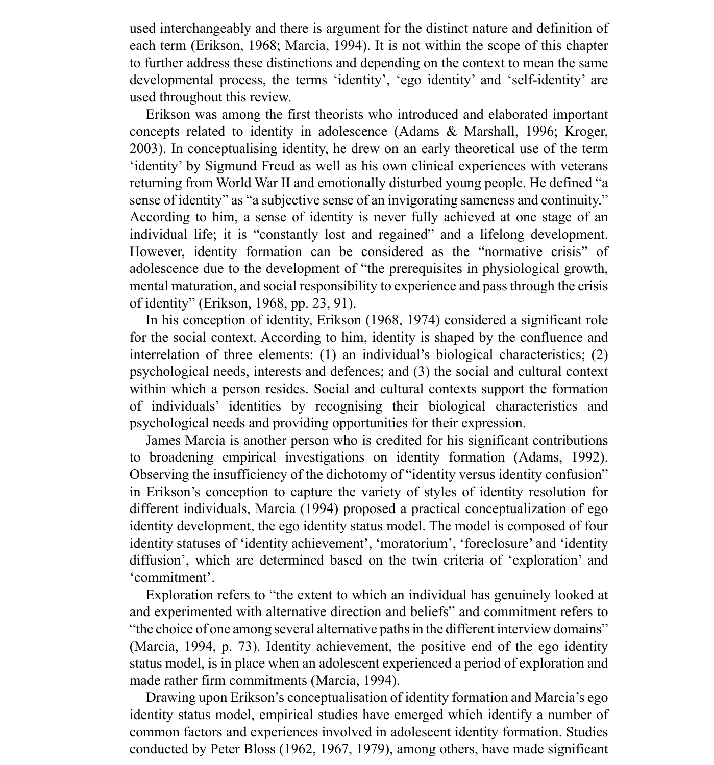used interchangeably and there is argument for the distinct nature and definition of each term (Erikson, 1968; Marcia, 1994). It is not within the scope of this chapter to further address these distinctions and depending on the context to mean the same developmental process, the terms 'identity', 'ego identity' and 'self-identity' are used throughout this review.

Erikson was among the first theorists who introduced and elaborated important concepts related to identity in adolescence (Adams & Marshall, 1996; Kroger, 2003). In conceptualising identity, he drew on an early theoretical use of the term 'identity' by Sigmund Freud as well as his own clinical experiences with veterans returning from World War II and emotionally disturbed young people. He defined "a sense of identity" as "a subjective sense of an invigorating sameness and continuity." According to him, a sense of identity is never fully achieved at one stage of an individual life; it is "constantly lost and regained" and a lifelong development. However, identity formation can be considered as the "normative crisis" of adolescence due to the development of "the prerequisites in physiological growth, mental maturation, and social responsibility to experience and pass through the crisis of identity" (Erikson, 1968, pp. 23, 91).

In his conception of identity, Erikson (1968, 1974) considered a significant role for the social context. According to him, identity is shaped by the confluence and interrelation of three elements: (1) an individual's biological characteristics; (2) psychological needs, interests and defences; and (3) the social and cultural context within which a person resides. Social and cultural contexts support the formation of individuals' identities by recognising their biological characteristics and psychological needs and providing opportunities for their expression.

James Marcia is another person who is credited for his significant contributions to broadening empirical investigations on identity formation (Adams, 1992). Observing the insufficiency of the dichotomy of "identity versus identity confusion" in Erikson's conception to capture the variety of styles of identity resolution for different individuals, Marcia (1994) proposed a practical conceptualization of ego identity development, the ego identity status model. The model is composed of four identity statuses of 'identity achievement', 'moratorium', 'foreclosure' and 'identity diffusion', which are determined based on the twin criteria of 'exploration' and 'commitment'.

Exploration refers to "the extent to which an individual has genuinely looked at and experimented with alternative direction and beliefs" and commitment refers to "the choice of one among several alternative paths in the different interview domains" (Marcia, 1994, p. 73). Identity achievement, the positive end of the ego identity status model, is in place when an adolescent experienced a period of exploration and made rather firm commitments (Marcia, 1994).

Drawing upon Erikson's conceptualisation of identity formation and Marcia's ego identity status model, empirical studies have emerged which identify a number of common factors and experiences involved in adolescent identity formation. Studies conducted by Peter Bloss (1962, 1967, 1979), among others, have made significant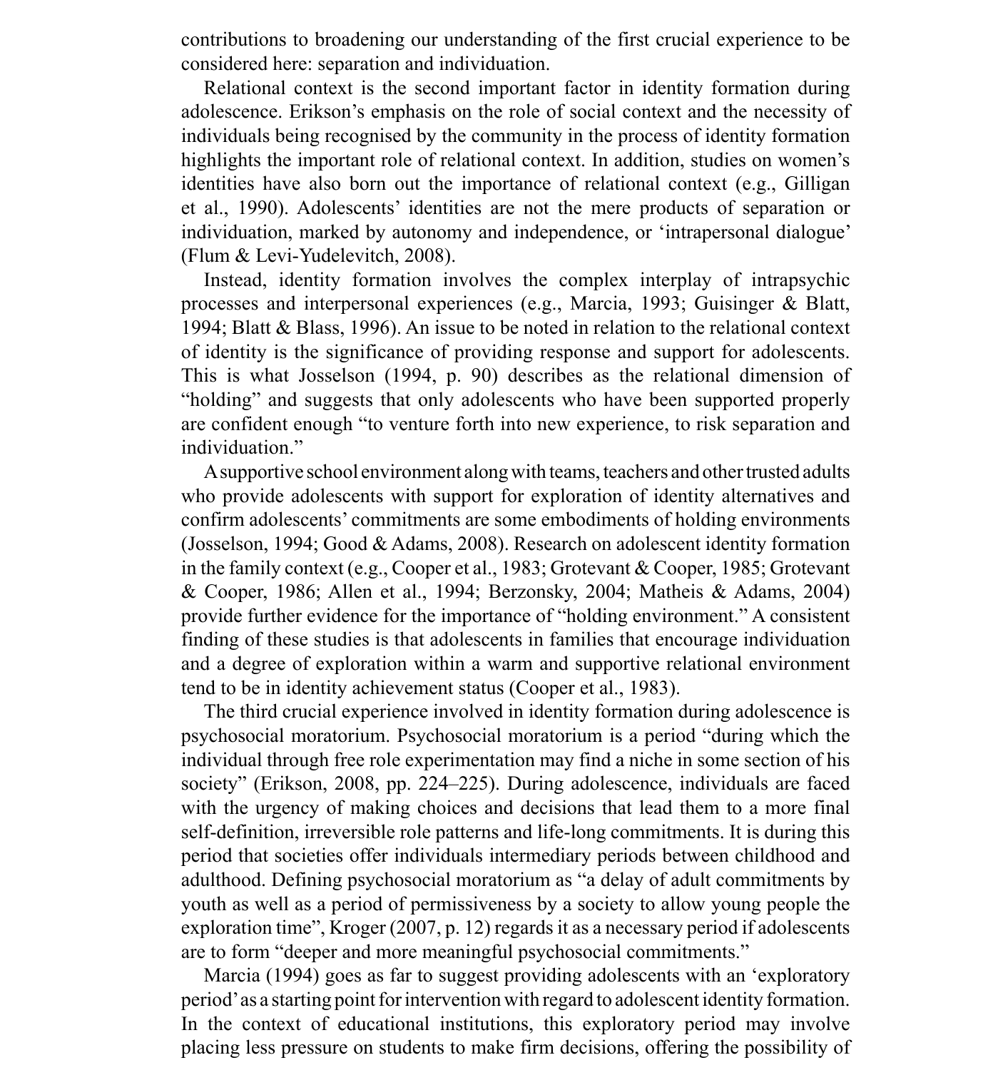contributions to broadening our understanding of the first crucial experience to be considered here: separation and individuation.

Relational context is the second important factor in identity formation during adolescence. Erikson's emphasis on the role of social context and the necessity of individuals being recognised by the community in the process of identity formation highlights the important role of relational context. In addition, studies on women's identities have also born out the importance of relational context (e.g., Gilligan et al., 1990). Adolescents' identities are not the mere products of separation or individuation, marked by autonomy and independence, or 'intrapersonal dialogue' (Flum & Levi-Yudelevitch, 2008).

Instead, identity formation involves the complex interplay of intrapsychic processes and interpersonal experiences (e.g., Marcia, 1993; Guisinger & Blatt, 1994; Blatt & Blass, 1996). An issue to be noted in relation to the relational context of identity is the significance of providing response and support for adolescents. This is what Josselson (1994, p. 90) describes as the relational dimension of "holding" and suggests that only adolescents who have been supported properly are confident enough "to venture forth into new experience, to risk separation and individuation."

A supportive school environment along with teams, teachers and other trusted adults who provide adolescents with support for exploration of identity alternatives and confirm adolescents' commitments are some embodiments of holding environments (Josselson, 1994; Good & Adams, 2008). Research on adolescent identity formation in the family context (e.g., Cooper et al., 1983; Grotevant & Cooper, 1985; Grotevant & Cooper, 1986; Allen et al., 1994; Berzonsky, 2004; Matheis & Adams, 2004) provide further evidence for the importance of "holding environment." A consistent finding of these studies is that adolescents in families that encourage individuation and a degree of exploration within a warm and supportive relational environment tend to be in identity achievement status (Cooper et al., 1983).

The third crucial experience involved in identity formation during adolescence is psychosocial moratorium. Psychosocial moratorium is a period "during which the individual through free role experimentation may find a niche in some section of his society" (Erikson, 2008, pp. 224–225). During adolescence, individuals are faced with the urgency of making choices and decisions that lead them to a more final self-definition, irreversible role patterns and life-long commitments. It is during this period that societies offer individuals intermediary periods between childhood and adulthood. Defining psychosocial moratorium as "a delay of adult commitments by youth as well as a period of permissiveness by a society to allow young people the exploration time", Kroger (2007, p. 12) regards it as a necessary period if adolescents are to form "deeper and more meaningful psychosocial commitments."

Marcia (1994) goes as far to suggest providing adolescents with an 'exploratory period' as a starting point for intervention with regard to adolescent identity formation. In the context of educational institutions, this exploratory period may involve placing less pressure on students to make firm decisions, offering the possibility of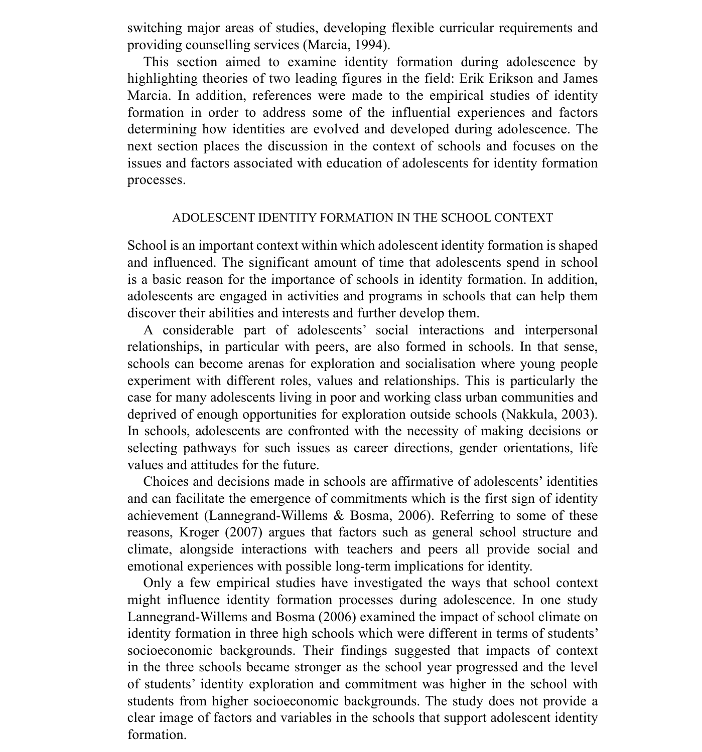switching major areas of studies, developing flexible curricular requirements and providing counselling services (Marcia, 1994).

This section aimed to examine identity formation during adolescence by highlighting theories of two leading figures in the field: Erik Erikson and James Marcia. In addition, references were made to the empirical studies of identity formation in order to address some of the influential experiences and factors determining how identities are evolved and developed during adolescence. The next section places the discussion in the context of schools and focuses on the issues and factors associated with education of adolescents for identity formation processes.

## ADOLESCENT IDENTITY FORMATION IN THE SCHOOL CONTEXT

School is an important context within which adolescent identity formation is shaped and influenced. The significant amount of time that adolescents spend in school is a basic reason for the importance of schools in identity formation. In addition, adolescents are engaged in activities and programs in schools that can help them discover their abilities and interests and further develop them.

A considerable part of adolescents' social interactions and interpersonal relationships, in particular with peers, are also formed in schools. In that sense, schools can become arenas for exploration and socialisation where young people experiment with different roles, values and relationships. This is particularly the case for many adolescents living in poor and working class urban communities and deprived of enough opportunities for exploration outside schools (Nakkula, 2003). In schools, adolescents are confronted with the necessity of making decisions or selecting pathways for such issues as career directions, gender orientations, life values and attitudes for the future.

Choices and decisions made in schools are affirmative of adolescents' identities and can facilitate the emergence of commitments which is the first sign of identity achievement (Lannegrand-Willems & Bosma, 2006). Referring to some of these reasons, Kroger (2007) argues that factors such as general school structure and climate, alongside interactions with teachers and peers all provide social and emotional experiences with possible long-term implications for identity.

Only a few empirical studies have investigated the ways that school context might influence identity formation processes during adolescence. In one study Lannegrand-Willems and Bosma (2006) examined the impact of school climate on identity formation in three high schools which were different in terms of students' socioeconomic backgrounds. Their findings suggested that impacts of context in the three schools became stronger as the school year progressed and the level of students' identity exploration and commitment was higher in the school with students from higher socioeconomic backgrounds. The study does not provide a clear image of factors and variables in the schools that support adolescent identity formation.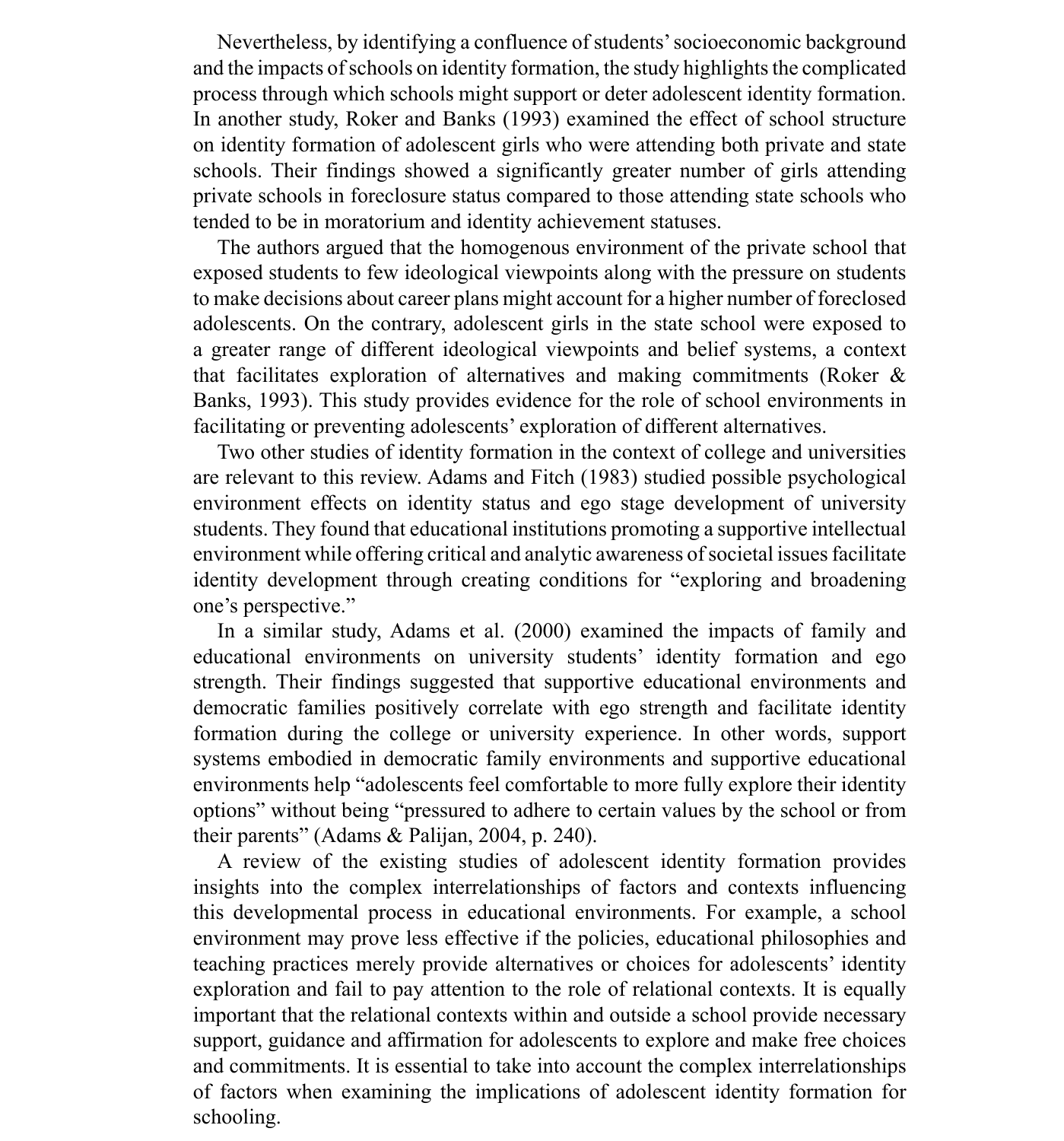Nevertheless, by identifying a confluence of students' socioeconomic background and the impacts of schools on identity formation, the study highlights the complicated process through which schools might support or deter adolescent identity formation. In another study, Roker and Banks (1993) examined the effect of school structure on identity formation of adolescent girls who were attending both private and state schools. Their findings showed a significantly greater number of girls attending private schools in foreclosure status compared to those attending state schools who tended to be in moratorium and identity achievement statuses.

The authors argued that the homogenous environment of the private school that exposed students to few ideological viewpoints along with the pressure on students to make decisions about career plans might account for a higher number of foreclosed adolescents. On the contrary, adolescent girls in the state school were exposed to a greater range of different ideological viewpoints and belief systems, a context that facilitates exploration of alternatives and making commitments (Roker & Banks, 1993). This study provides evidence for the role of school environments in facilitating or preventing adolescents' exploration of different alternatives.

Two other studies of identity formation in the context of college and universities are relevant to this review. Adams and Fitch (1983) studied possible psychological environment effects on identity status and ego stage development of university students. They found that educational institutions promoting a supportive intellectual environment while offering critical and analytic awareness of societal issues facilitate identity development through creating conditions for "exploring and broadening one's perspective."

In a similar study, Adams et al. (2000) examined the impacts of family and educational environments on university students' identity formation and ego strength. Their findings suggested that supportive educational environments and democratic families positively correlate with ego strength and facilitate identity formation during the college or university experience. In other words, support systems embodied in democratic family environments and supportive educational environments help "adolescents feel comfortable to more fully explore their identity options" without being "pressured to adhere to certain values by the school or from their parents" (Adams & Palijan, 2004, p. 240).

A review of the existing studies of adolescent identity formation provides insights into the complex interrelationships of factors and contexts influencing this developmental process in educational environments. For example, a school environment may prove less effective if the policies, educational philosophies and teaching practices merely provide alternatives or choices for adolescents' identity exploration and fail to pay attention to the role of relational contexts. It is equally important that the relational contexts within and outside a school provide necessary support, guidance and affirmation for adolescents to explore and make free choices and commitments. It is essential to take into account the complex interrelationships of factors when examining the implications of adolescent identity formation for schooling.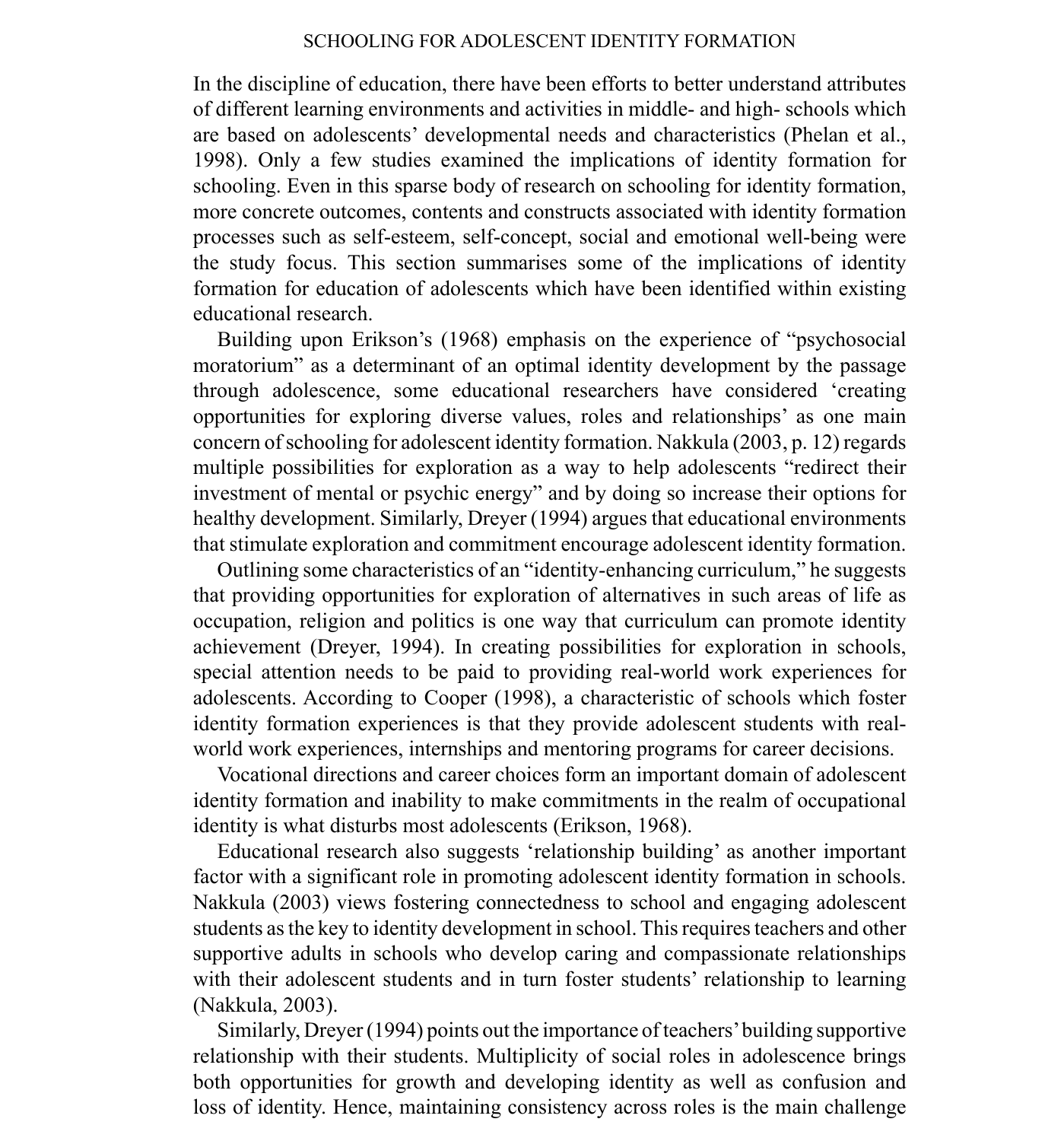In the discipline of education, there have been efforts to better understand attributes of different learning environments and activities in middle- and high- schools which are based on adolescents' developmental needs and characteristics (Phelan et al., 1998). Only a few studies examined the implications of identity formation for schooling. Even in this sparse body of research on schooling for identity formation, more concrete outcomes, contents and constructs associated with identity formation processes such as self-esteem, self-concept, social and emotional well-being were the study focus. This section summarises some of the implications of identity formation for education of adolescents which have been identified within existing educational research.

Building upon Erikson's (1968) emphasis on the experience of "psychosocial moratorium" as a determinant of an optimal identity development by the passage through adolescence, some educational researchers have considered 'creating opportunities for exploring diverse values, roles and relationships' as one main concern of schooling for adolescent identity formation. Nakkula (2003, p. 12) regards multiple possibilities for exploration as a way to help adolescents "redirect their investment of mental or psychic energy" and by doing so increase their options for healthy development. Similarly, Dreyer (1994) argues that educational environments that stimulate exploration and commitment encourage adolescent identity formation.

Outlining some characteristics of an "identity-enhancing curriculum," he suggests that providing opportunities for exploration of alternatives in such areas of life as occupation, religion and politics is one way that curriculum can promote identity achievement (Dreyer, 1994). In creating possibilities for exploration in schools, special attention needs to be paid to providing real-world work experiences for adolescents. According to Cooper (1998), a characteristic of schools which foster identity formation experiences is that they provide adolescent students with real-world work experiences, internships and mentoring programs for career decisions.

Vocational directions and career choices form an important domain of adolescent identity formation and inability to make commitments in the realm of occupational identity is what disturbs most adolescents (Erikson, 1968).

Educational research also suggests 'relationship building' as another important factor with a significant role in promoting adolescent identity formation in schools. Nakkula (2003) views fostering connectedness to school and engaging adolescent students as the key to identity development in school. This requires teachers and other supportive adults in schools who develop caring and compassionate relationships with their adolescent students and in turn foster students' relationship to learning (Nakkula, 2003).

Similarly, Dreyer (1994) points out the importance of teachers' building supportive relationship with their students. Multiplicity of social roles in adolescence brings both opportunities for growth and developing identity as well as confusion and loss of identity. Hence, maintaining consistency across roles is the main challenge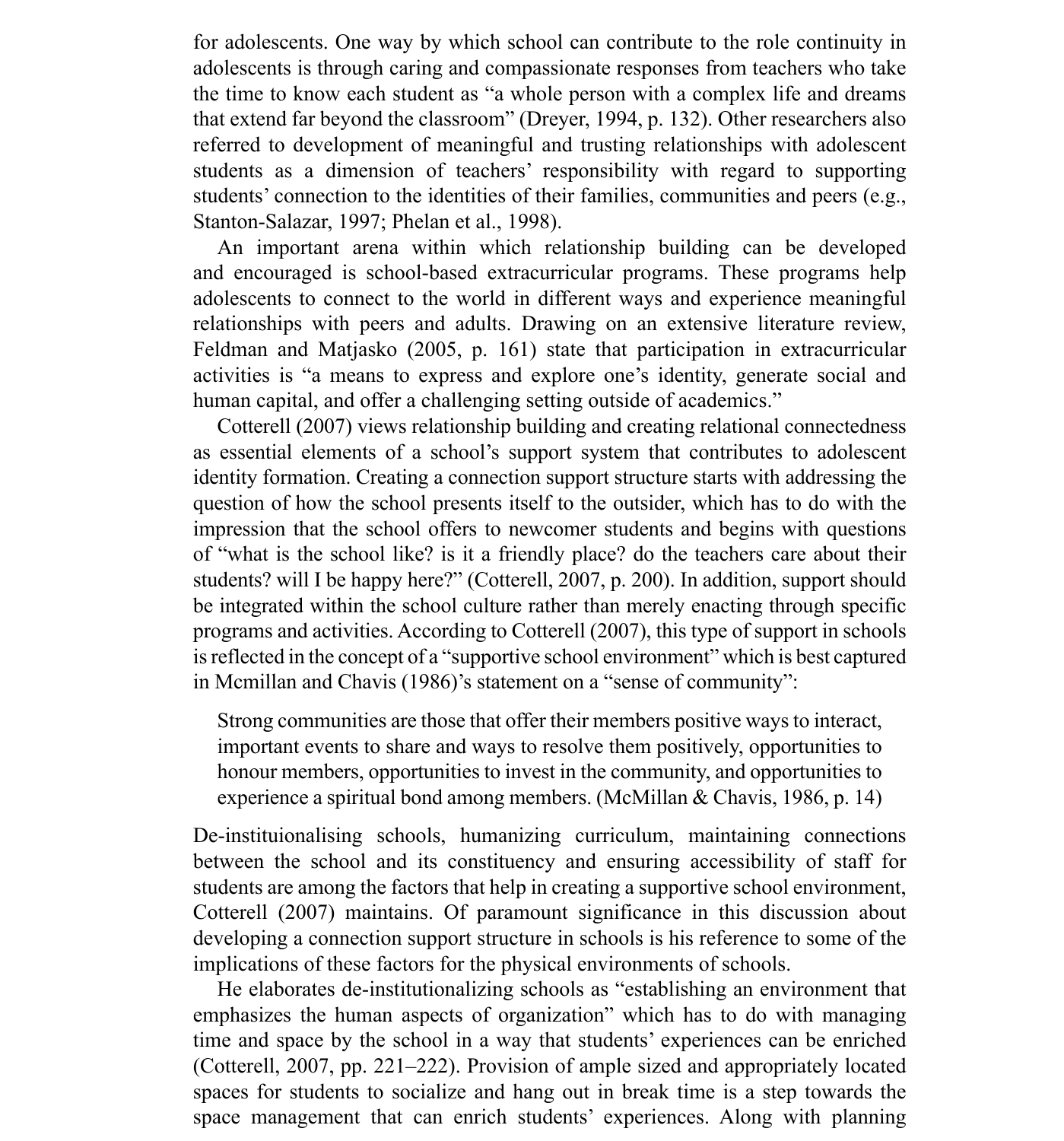for adolescents. One way by which school can contribute to the role continuity in adolescents is through caring and compassionate responses from teachers who take the time to know each student as "a whole person with a complex life and dreams that extend far beyond the classroom" (Dreyer, 1994, p. 132). Other researchers also referred to development of meaningful and trusting relationships with adolescent students as a dimension of teachers' responsibility with regard to supporting students' connection to the identities of their families, communities and peers (e.g., Stanton-Salazar, 1997; Phelan et al., 1998).

An important arena within which relationship building can be developed and encouraged is school-based extracurricular programs. These programs help adolescents to connect to the world in different ways and experience meaningful relationships with peers and adults. Drawing on an extensive literature review, Feldman and Matjasko (2005, p. 161) state that participation in extracurricular activities is "a means to express and explore one's identity, generate social and human capital, and offer a challenging setting outside of academics."

Cotterell (2007) views relationship building and creating relational connectedness as essential elements of a school's support system that contributes to adolescent identity formation. Creating a connection support structure starts with addressing the question of how the school presents itself to the outsider, which has to do with the impression that the school offers to newcomer students and begins with questions of "what is the school like? is it a friendly place? do the teachers care about their students? will I be happy here?" (Cotterell, 2007, p. 200). In addition, support should be integrated within the school culture rather than merely enacting through specific programs and activities. According to Cotterell (2007), this type of support in schools is reflected in the concept of a "supportive school environment" which is best captured in Mcmillan and Chavis (1986)'s statement on a "sense of community":

> Strong communities are those that offer their members positive ways to interact, important events to share and ways to resolve them positively, opportunities to honour members, opportunities to invest in the community, and opportunities to experience a spiritual bond among members. (McMillan & Chavis, 1986, p. 14)

De-instituionalising schools, humanizing curriculum, maintaining connections between the school and its constituency and ensuring accessibility of staff for students are among the factors that help in creating a supportive school environment, Cotterell (2007) maintains. Of paramount significance in this discussion about developing a connection support structure in schools is his reference to some of the implications of these factors for the physical environments of schools.

He elaborates de-institutionalizing schools as "establishing an environment that emphasizes the human aspects of organization" which has to do with managing time and space by the school in a way that students' experiences can be enriched (Cotterell, 2007, pp. 221–222). Provision of ample sized and appropriately located spaces for students to socialize and hang out in break time is a step towards the space management that can enrich students' experiences. Along with planning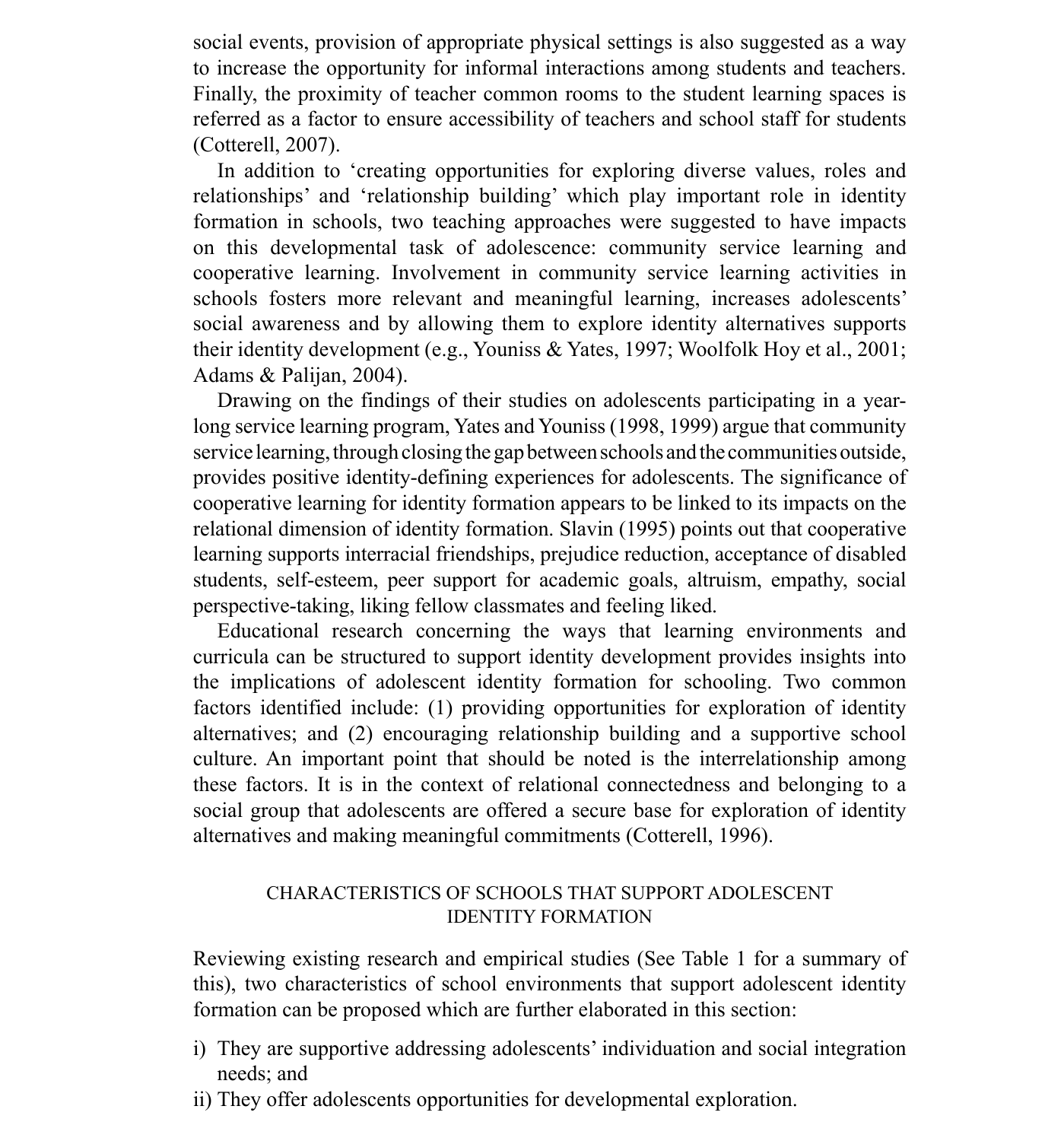social events, provision of appropriate physical settings is also suggested as a way to increase the opportunity for informal interactions among students and teachers. Finally, the proximity of teacher common rooms to the student learning spaces is referred as a factor to ensure accessibility of teachers and school staff for students (Cotterell, 2007).

In addition to 'creating opportunities for exploring diverse values, roles and relationships' and 'relationship building' which play important role in identity formation in schools, two teaching approaches were suggested to have impacts on this developmental task of adolescence: community service learning and cooperative learning. Involvement in community service learning activities in schools fosters more relevant and meaningful learning, increases adolescents' social awareness and by allowing them to explore identity alternatives supports their identity development (e.g., Youniss & Yates, 1997; Woolfolk Hoy et al., 2001; Adams & Palijan, 2004).

Drawing on the findings of their studies on adolescents participating in a year-long service learning program, Yates and Youniss (1998, 1999) argue that community service learning, through closing the gap between schools and the communities outside, provides positive identity-defining experiences for adolescents. The significance of cooperative learning for identity formation appears to be linked to its impacts on the relational dimension of identity formation. Slavin (1995) points out that cooperative learning supports interracial friendships, prejudice reduction, acceptance of disabled students, self-esteem, peer support for academic goals, altruism, empathy, social perspective-taking, liking fellow classmates and feeling liked.

Educational research concerning the ways that learning environments and curricula can be structured to support identity development provides insights into the implications of adolescent identity formation for schooling. Two common factors identified include: (1) providing opportunities for exploration of identity alternatives; and (2) encouraging relationship building and a supportive school culture. An important point that should be noted is the interrelationship among these factors. It is in the context of relational connectedness and belonging to a social group that adolescents are offered a secure base for exploration of identity alternatives and making meaningful commitments (Cotterell, 1996).

## CHARACTERISTICS OF SCHOOLS THAT SUPPORT ADOLESCENT IDENTITY FORMATION

Reviewing existing research and empirical studies (See Table 1 for a summary of this), two characteristics of school environments that support adolescent identity formation can be proposed which are further elaborated in this section:

i) They are supportive addressing adolescents' individuation and social integration needs; and
ii) They offer adolescents opportunities for developmental exploration.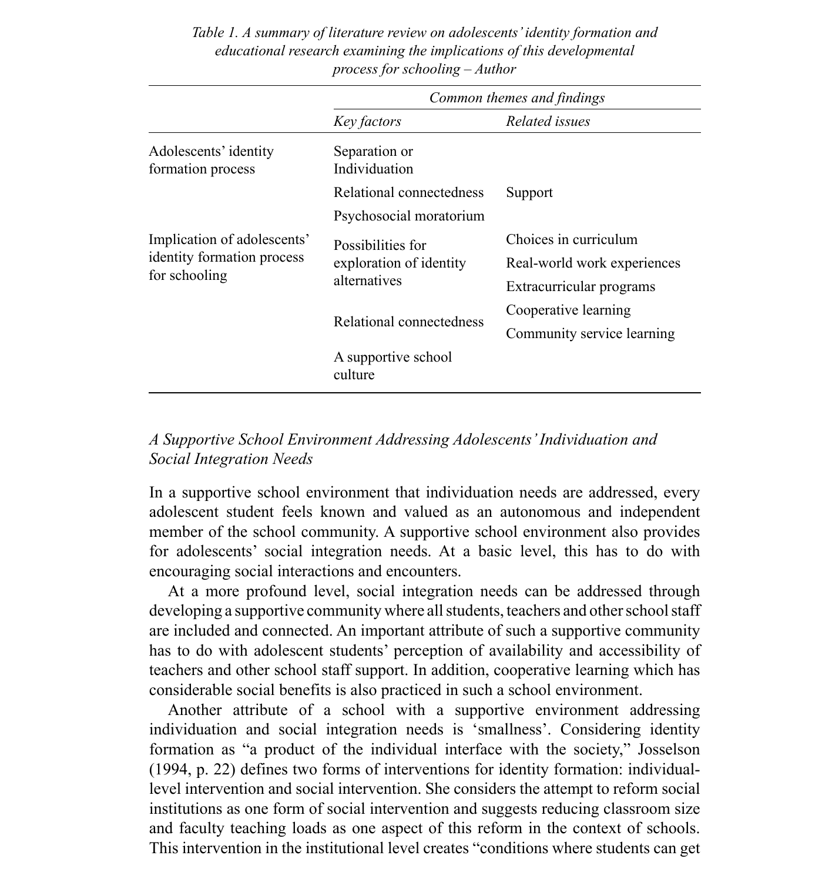*Table 1. A summary of literature review on adolescents' identity formation and educational research examining the implications of this developmental process for schooling – Author*

| | *Common themes and findings* | |
|---|---|---|
| | *Key factors* | *Related issues* |
| Adolescents' identity formation process | Separation or Individuation | |
| | Relational connectedness | Support |
| | Psychosocial moratorium | |
| Implication of adolescents' identity formation process for schooling | Possibilities for exploration of identity alternatives | Choices in curriculum<br>Real-world work experiences<br>Extracurricular programs |
| | Relational connectedness | Cooperative learning<br>Community service learning |
| | A supportive school culture | |

*A Supportive School Environment Addressing Adolescents' Individuation and Social Integration Needs*

In a supportive school environment that individuation needs are addressed, every adolescent student feels known and valued as an autonomous and independent member of the school community. A supportive school environment also provides for adolescents' social integration needs. At a basic level, this has to do with encouraging social interactions and encounters.

At a more profound level, social integration needs can be addressed through developing a supportive community where all students, teachers and other school staff are included and connected. An important attribute of such a supportive community has to do with adolescent students' perception of availability and accessibility of teachers and other school staff support. In addition, cooperative learning which has considerable social benefits is also practiced in such a school environment.

Another attribute of a school with a supportive environment addressing individuation and social integration needs is 'smallness'. Considering identity formation as "a product of the individual interface with the society," Josselson (1994, p. 22) defines two forms of interventions for identity formation: individual-level intervention and social intervention. She considers the attempt to reform social institutions as one form of social intervention and suggests reducing classroom size and faculty teaching loads as one aspect of this reform in the context of schools. This intervention in the institutional level creates "conditions where students can get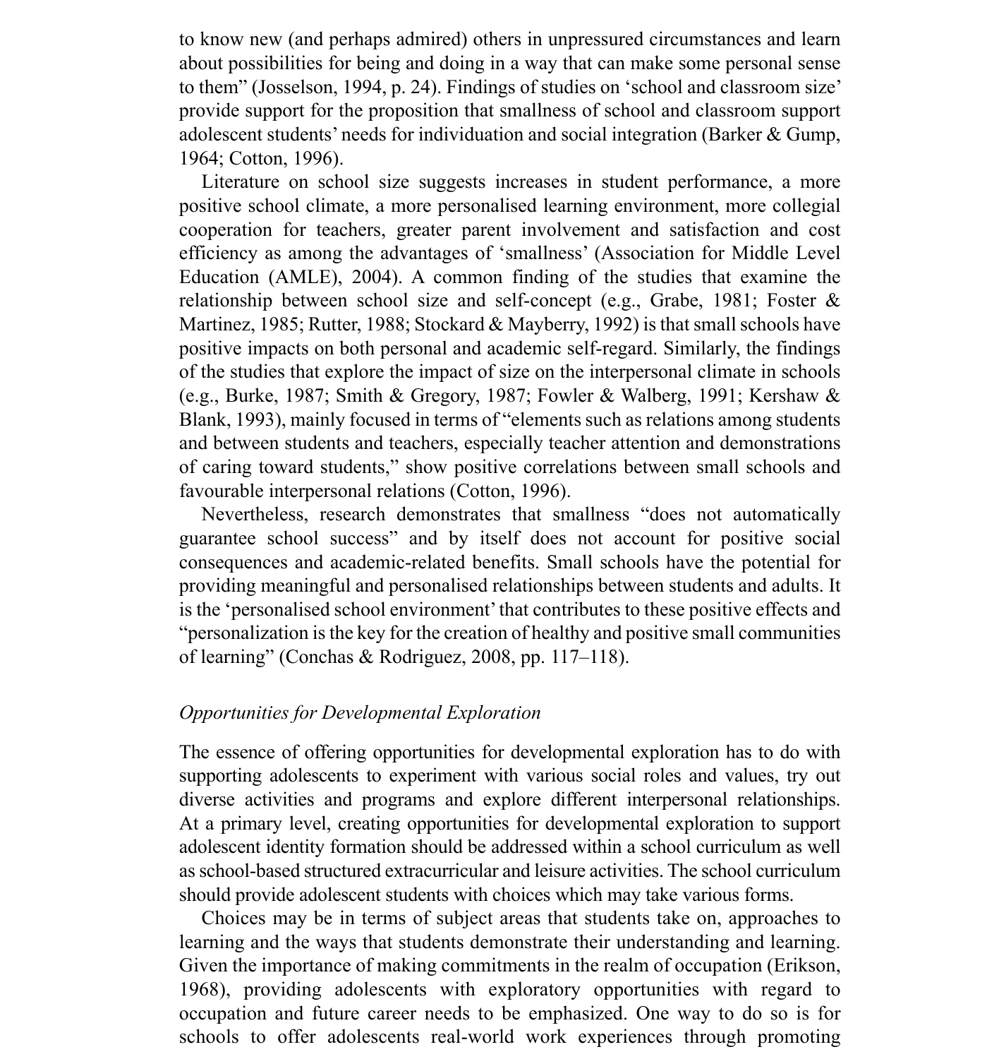to know new (and perhaps admired) others in unpressured circumstances and learn about possibilities for being and doing in a way that can make some personal sense to them" (Josselson, 1994, p. 24). Findings of studies on 'school and classroom size' provide support for the proposition that smallness of school and classroom support adolescent students' needs for individuation and social integration (Barker & Gump, 1964; Cotton, 1996).

Literature on school size suggests increases in student performance, a more positive school climate, a more personalised learning environment, more collegial cooperation for teachers, greater parent involvement and satisfaction and cost efficiency as among the advantages of 'smallness' (Association for Middle Level Education (AMLE), 2004). A common finding of the studies that examine the relationship between school size and self-concept (e.g., Grabe, 1981; Foster & Martinez, 1985; Rutter, 1988; Stockard & Mayberry, 1992) is that small schools have positive impacts on both personal and academic self-regard. Similarly, the findings of the studies that explore the impact of size on the interpersonal climate in schools (e.g., Burke, 1987; Smith & Gregory, 1987; Fowler & Walberg, 1991; Kershaw & Blank, 1993), mainly focused in terms of "elements such as relations among students and between students and teachers, especially teacher attention and demonstrations of caring toward students," show positive correlations between small schools and favourable interpersonal relations (Cotton, 1996).

Nevertheless, research demonstrates that smallness "does not automatically guarantee school success" and by itself does not account for positive social consequences and academic-related benefits. Small schools have the potential for providing meaningful and personalised relationships between students and adults. It is the 'personalised school environment' that contributes to these positive effects and "personalization is the key for the creation of healthy and positive small communities of learning" (Conchas & Rodriguez, 2008, pp. 117–118).

### *Opportunities for Developmental Exploration*

The essence of offering opportunities for developmental exploration has to do with supporting adolescents to experiment with various social roles and values, try out diverse activities and programs and explore different interpersonal relationships. At a primary level, creating opportunities for developmental exploration to support adolescent identity formation should be addressed within a school curriculum as well as school-based structured extracurricular and leisure activities. The school curriculum should provide adolescent students with choices which may take various forms.

Choices may be in terms of subject areas that students take on, approaches to learning and the ways that students demonstrate their understanding and learning. Given the importance of making commitments in the realm of occupation (Erikson, 1968), providing adolescents with exploratory opportunities with regard to occupation and future career needs to be emphasized. One way to do so is for schools to offer adolescents real-world work experiences through promoting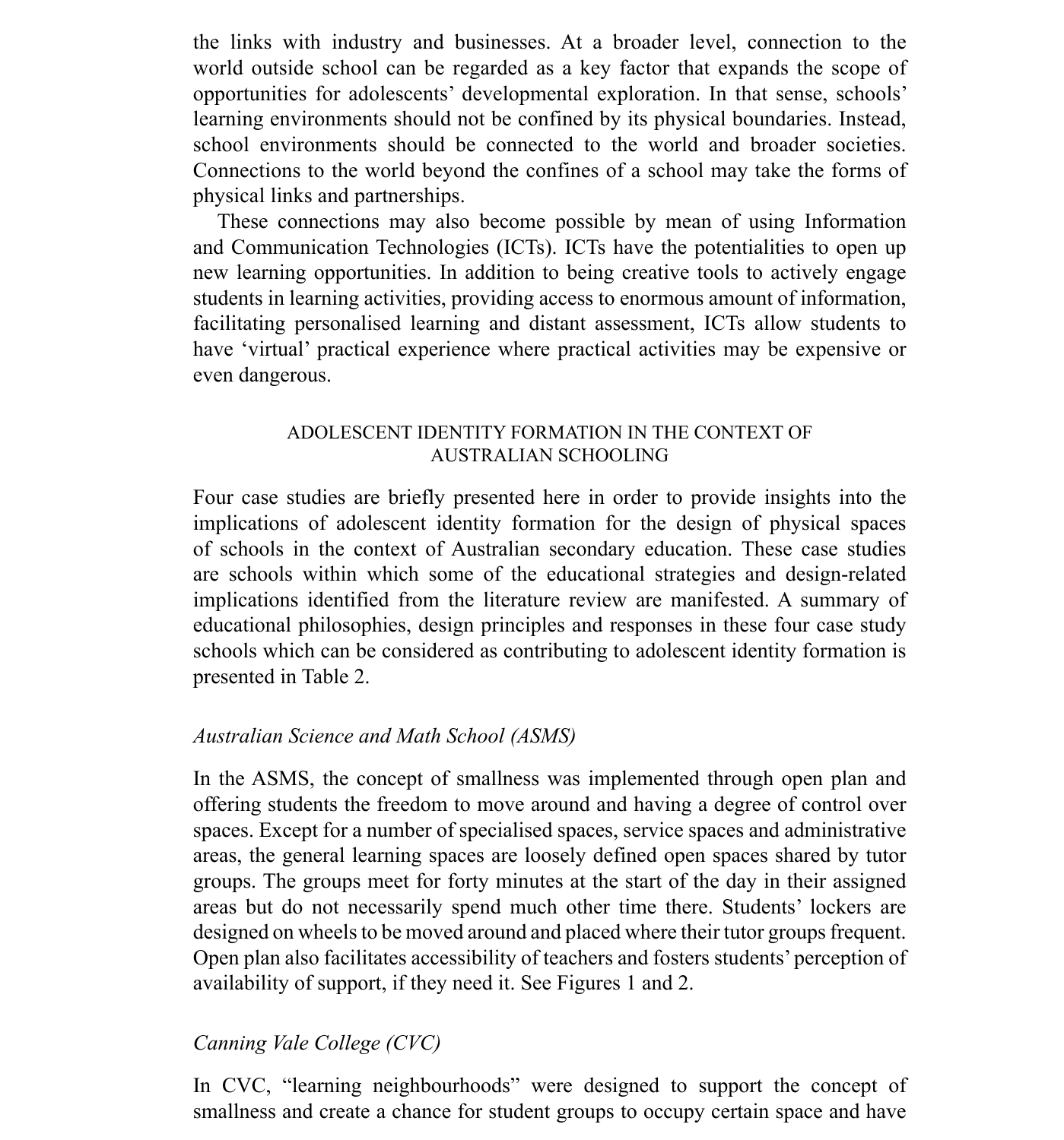the links with industry and businesses. At a broader level, connection to the world outside school can be regarded as a key factor that expands the scope of opportunities for adolescents' developmental exploration. In that sense, schools' learning environments should not be confined by its physical boundaries. Instead, school environments should be connected to the world and broader societies. Connections to the world beyond the confines of a school may take the forms of physical links and partnerships.

These connections may also become possible by mean of using Information and Communication Technologies (ICTs). ICTs have the potentialities to open up new learning opportunities. In addition to being creative tools to actively engage students in learning activities, providing access to enormous amount of information, facilitating personalised learning and distant assessment, ICTs allow students to have 'virtual' practical experience where practical activities may be expensive or even dangerous.

## ADOLESCENT IDENTITY FORMATION IN THE CONTEXT OF AUSTRALIAN SCHOOLING

Four case studies are briefly presented here in order to provide insights into the implications of adolescent identity formation for the design of physical spaces of schools in the context of Australian secondary education. These case studies are schools within which some of the educational strategies and design-related implications identified from the literature review are manifested. A summary of educational philosophies, design principles and responses in these four case study schools which can be considered as contributing to adolescent identity formation is presented in Table 2.

### *Australian Science and Math School (ASMS)*

In the ASMS, the concept of smallness was implemented through open plan and offering students the freedom to move around and having a degree of control over spaces. Except for a number of specialised spaces, service spaces and administrative areas, the general learning spaces are loosely defined open spaces shared by tutor groups. The groups meet for forty minutes at the start of the day in their assigned areas but do not necessarily spend much other time there. Students' lockers are designed on wheels to be moved around and placed where their tutor groups frequent. Open plan also facilitates accessibility of teachers and fosters students' perception of availability of support, if they need it. See Figures 1 and 2.

### *Canning Vale College (CVC)*

In CVC, "learning neighbourhoods" were designed to support the concept of smallness and create a chance for student groups to occupy certain space and have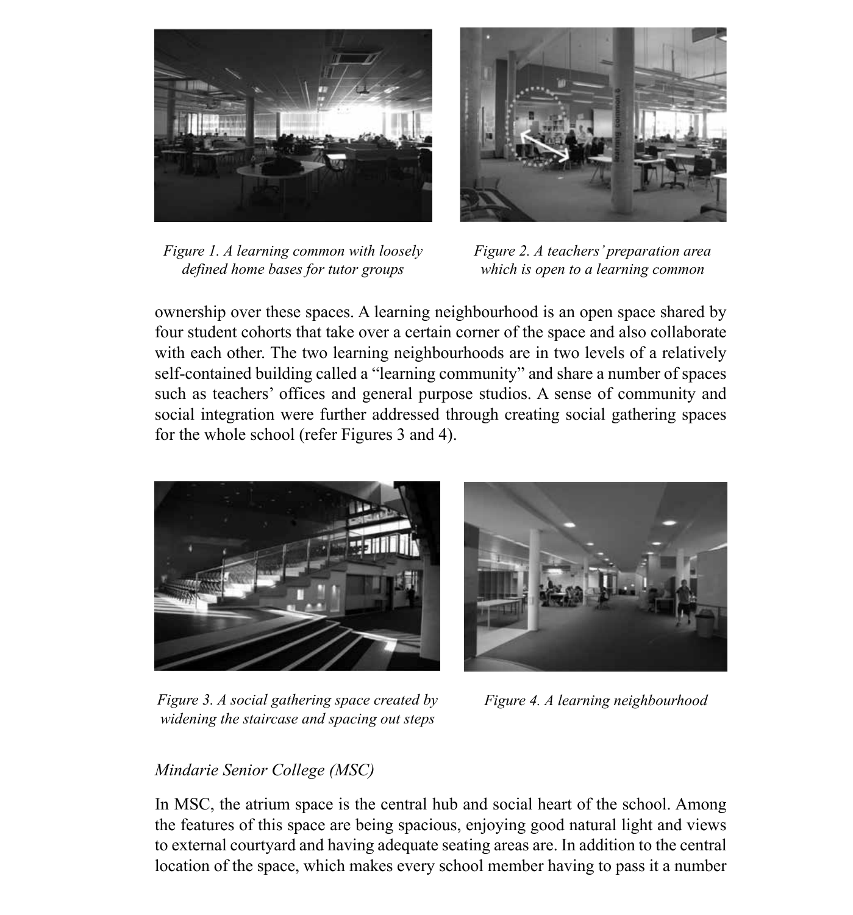Figure 1. A learning common with loosely defined home bases for tutor groups

Figure 2. A teachers' preparation area which is open to a learning common

ownership over these spaces. A learning neighbourhood is an open space shared by four student cohorts that take over a certain corner of the space and also collaborate with each other. The two learning neighbourhoods are in two levels of a relatively self-contained building called a "learning community" and share a number of spaces such as teachers' offices and general purpose studios. A sense of community and social integration were further addressed through creating social gathering spaces for the whole school (refer Figures 3 and 4).

Figure 3. A social gathering space created by widening the staircase and spacing out steps

Figure 4. A learning neighbourhood

*Mindarie Senior College (MSC)*

In MSC, the atrium space is the central hub and social heart of the school. Among the features of this space are being spacious, enjoying good natural light and views to external courtyard and having adequate seating areas are. In addition to the central location of the space, which makes every school member having to pass it a number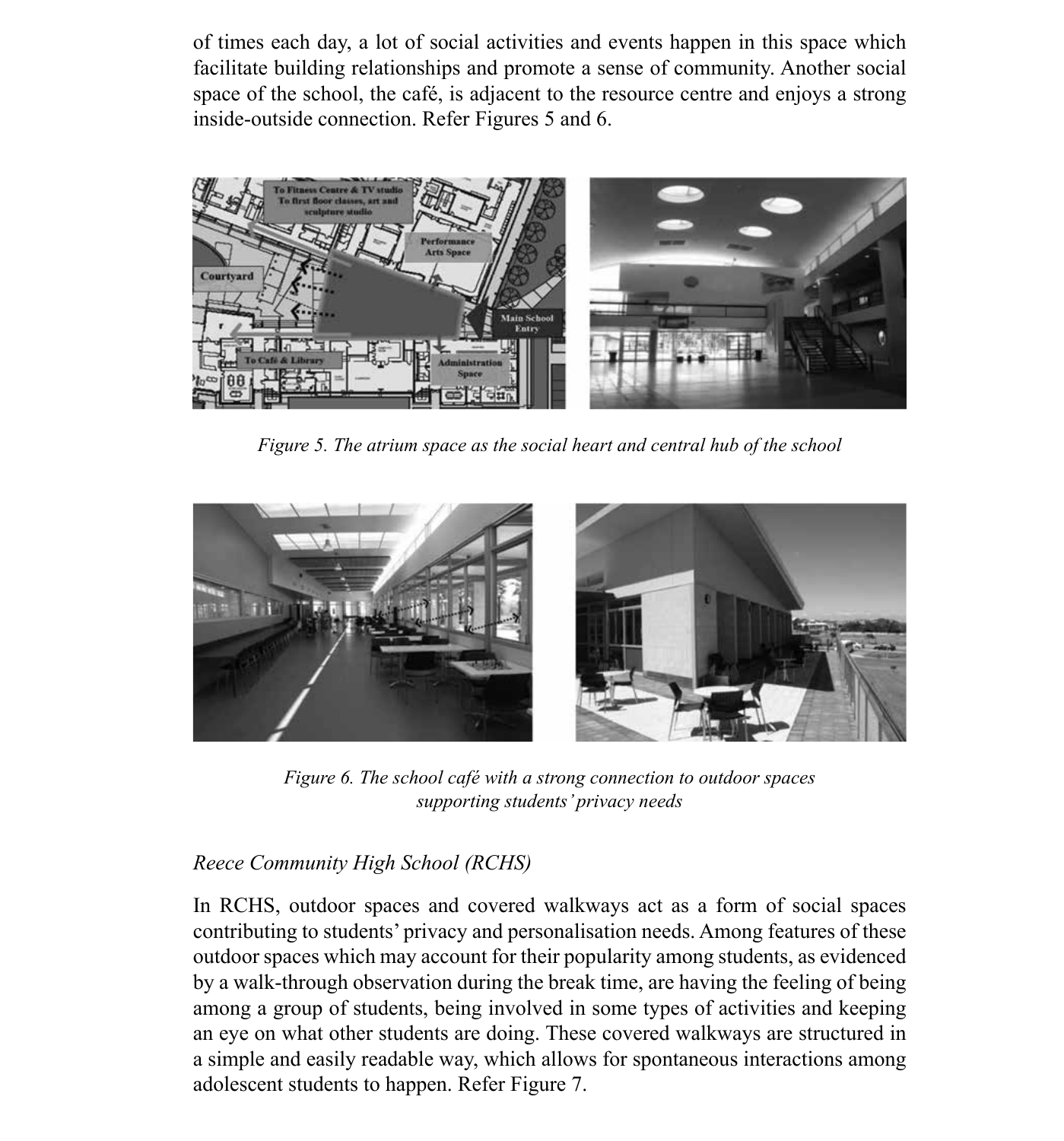of times each day, a lot of social activities and events happen in this space which facilitate building relationships and promote a sense of community. Another social space of the school, the café, is adjacent to the resource centre and enjoys a strong inside-outside connection. Refer Figures 5 and 6.

*Figure 5. The atrium space as the social heart and central hub of the school*

*Figure 6. The school café with a strong connection to outdoor spaces supporting students' privacy needs*

*Reece Community High School (RCHS)*

In RCHS, outdoor spaces and covered walkways act as a form of social spaces contributing to students' privacy and personalisation needs. Among features of these outdoor spaces which may account for their popularity among students, as evidenced by a walk-through observation during the break time, are having the feeling of being among a group of students, being involved in some types of activities and keeping an eye on what other students are doing. These covered walkways are structured in a simple and easily readable way, which allows for spontaneous interactions among adolescent students to happen. Refer Figure 7.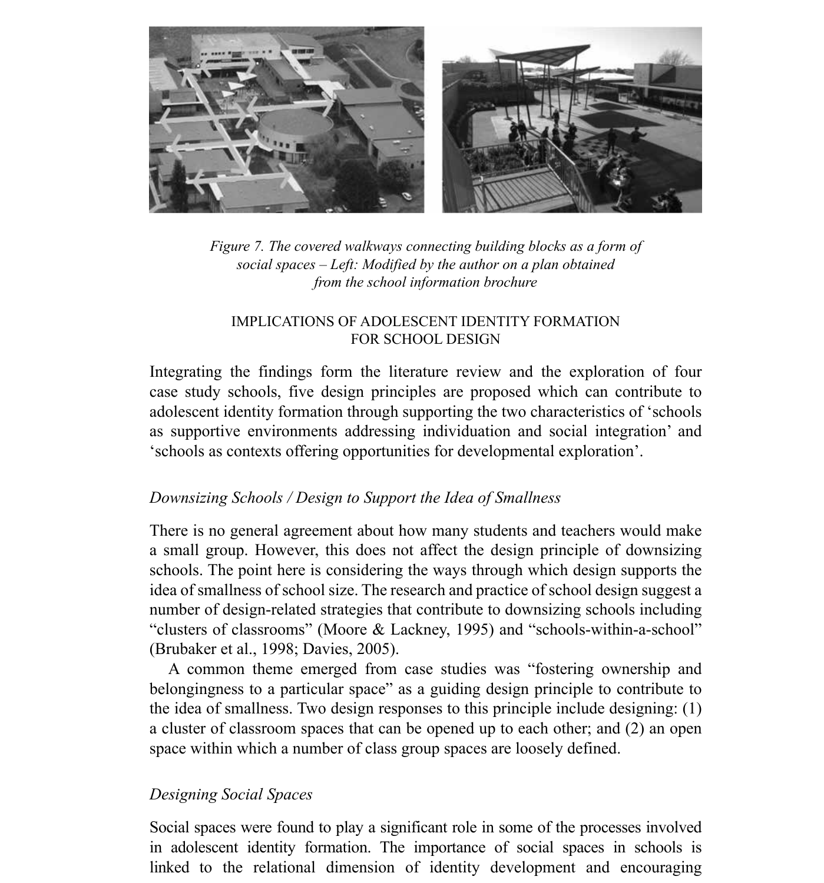*Figure 7. The covered walkways connecting building blocks as a form of social spaces – Left: Modified by the author on a plan obtained from the school information brochure*

## IMPLICATIONS OF ADOLESCENT IDENTITY FORMATION FOR SCHOOL DESIGN

Integrating the findings form the literature review and the exploration of four case study schools, five design principles are proposed which can contribute to adolescent identity formation through supporting the two characteristics of 'schools as supportive environments addressing individuation and social integration' and 'schools as contexts offering opportunities for developmental exploration'.

### *Downsizing Schools / Design to Support the Idea of Smallness*

There is no general agreement about how many students and teachers would make a small group. However, this does not affect the design principle of downsizing schools. The point here is considering the ways through which design supports the idea of smallness of school size. The research and practice of school design suggest a number of design-related strategies that contribute to downsizing schools including "clusters of classrooms" (Moore & Lackney, 1995) and "schools-within-a-school" (Brubaker et al., 1998; Davies, 2005).

A common theme emerged from case studies was "fostering ownership and belongingness to a particular space" as a guiding design principle to contribute to the idea of smallness. Two design responses to this principle include designing: (1) a cluster of classroom spaces that can be opened up to each other; and (2) an open space within which a number of class group spaces are loosely defined.

### *Designing Social Spaces*

Social spaces were found to play a significant role in some of the processes involved in adolescent identity formation. The importance of social spaces in schools is linked to the relational dimension of identity development and encouraging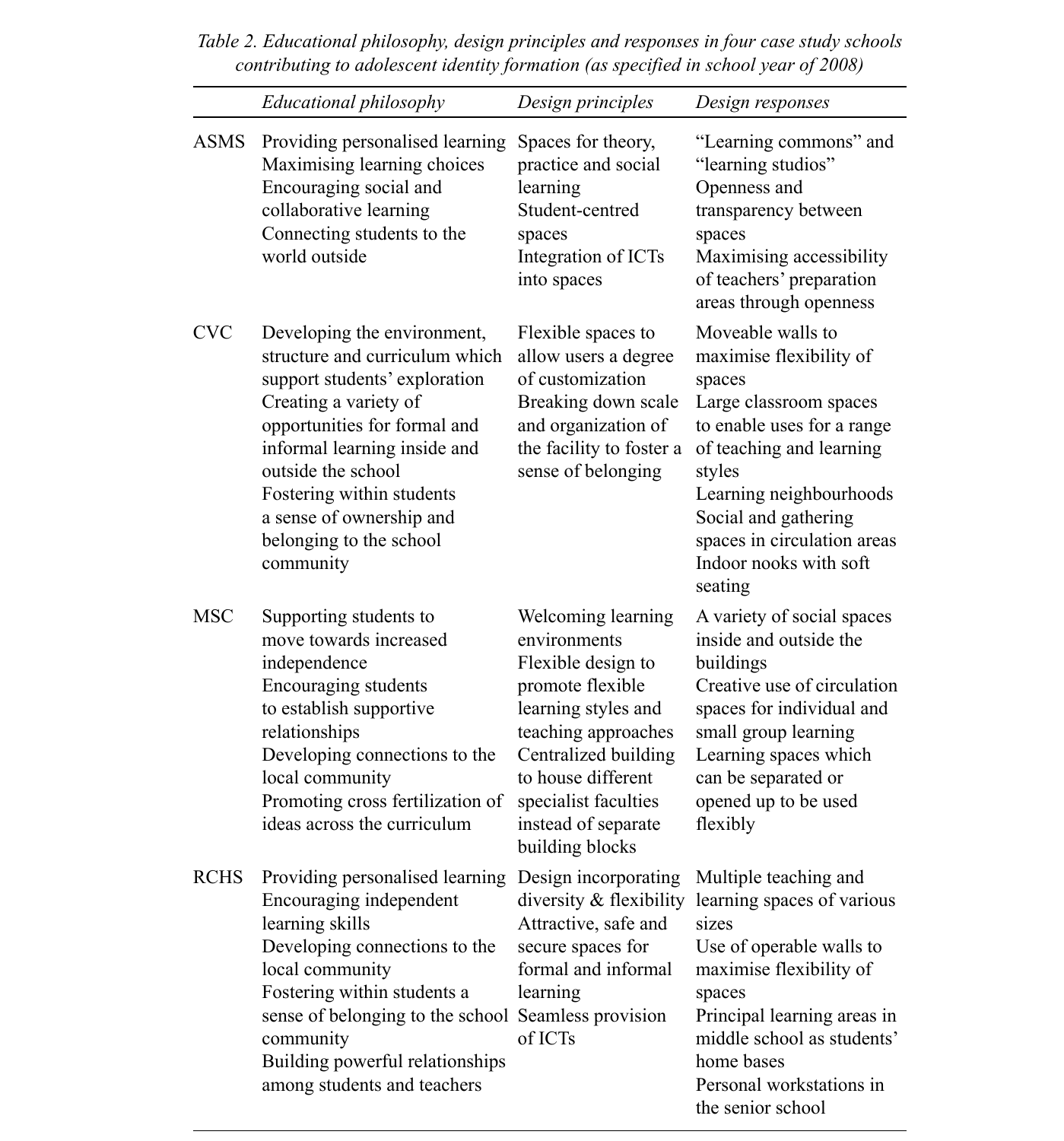*Table 2. Educational philosophy, design principles and responses in four case study schools contributing to adolescent identity formation (as specified in school year of 2008)*

| | *Educational philosophy* | *Design principles* | *Design responses* |
|---|---|---|---|
| ASMS | Providing personalised learning<br>Maximising learning choices<br>Encouraging social and collaborative learning<br>Connecting students to the world outside | Spaces for theory, practice and social learning<br>Student-centred spaces<br>Integration of ICTs into spaces | "Learning commons" and "learning studios"<br>Openness and transparency between spaces<br>Maximising accessibility of teachers' preparation areas through openness |
| CVC | Developing the environment, structure and curriculum which support students' exploration<br>Creating a variety of opportunities for formal and informal learning inside and outside the school<br>Fostering within students a sense of ownership and belonging to the school community | Flexible spaces to allow users a degree of customization<br>Breaking down scale and organization of the facility to foster a sense of belonging | Moveable walls to maximise flexibility of spaces<br>Large classroom spaces to enable uses for a range of teaching and learning styles<br>Learning neighbourhoods<br>Social and gathering spaces in circulation areas<br>Indoor nooks with soft seating |
| MSC | Supporting students to move towards increased independence<br>Encouraging students to establish supportive relationships<br>Developing connections to the local community<br>Promoting cross fertilization of ideas across the curriculum | Welcoming learning environments<br>Flexible design to promote flexible learning styles and teaching approaches<br>Centralized building to house different specialist faculties instead of separate building blocks | A variety of social spaces inside and outside the buildings<br>Creative use of circulation spaces for individual and small group learning<br>Learning spaces which can be separated or opened up to be used flexibly |
| RCHS | Providing personalised learning<br>Encouraging independent learning skills<br>Developing connections to the local community<br>Fostering within students a sense of belonging to the school community<br>Building powerful relationships among students and teachers | Design incorporating diversity & flexibility<br>Attractive, safe and secure spaces for formal and informal learning<br>Seamless provision of ICTs | Multiple teaching and learning spaces of various sizes<br>Use of operable walls to maximise flexibility of spaces<br>Principal learning areas in middle school as students' home bases<br>Personal workstations in the senior school |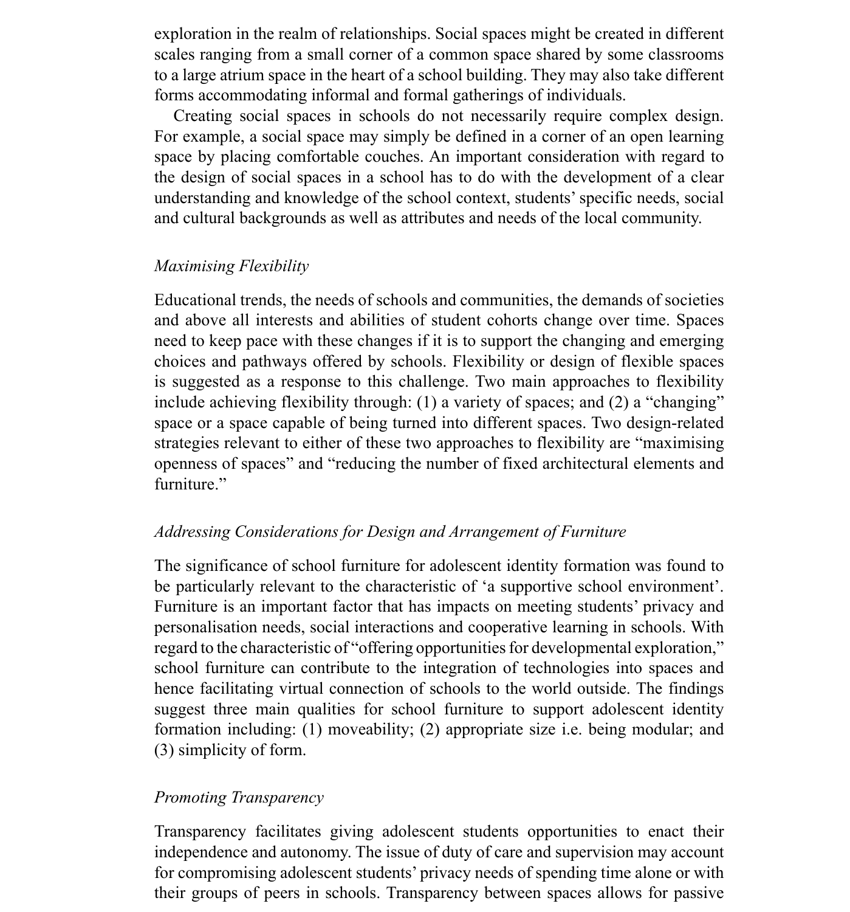exploration in the realm of relationships. Social spaces might be created in different scales ranging from a small corner of a common space shared by some classrooms to a large atrium space in the heart of a school building. They may also take different forms accommodating informal and formal gatherings of individuals.

Creating social spaces in schools do not necessarily require complex design. For example, a social space may simply be defined in a corner of an open learning space by placing comfortable couches. An important consideration with regard to the design of social spaces in a school has to do with the development of a clear understanding and knowledge of the school context, students' specific needs, social and cultural backgrounds as well as attributes and needs of the local community.

*Maximising Flexibility*

Educational trends, the needs of schools and communities, the demands of societies and above all interests and abilities of student cohorts change over time. Spaces need to keep pace with these changes if it is to support the changing and emerging choices and pathways offered by schools. Flexibility or design of flexible spaces is suggested as a response to this challenge. Two main approaches to flexibility include achieving flexibility through: (1) a variety of spaces; and (2) a "changing" space or a space capable of being turned into different spaces. Two design-related strategies relevant to either of these two approaches to flexibility are "maximising openness of spaces" and "reducing the number of fixed architectural elements and furniture."

*Addressing Considerations for Design and Arrangement of Furniture*

The significance of school furniture for adolescent identity formation was found to be particularly relevant to the characteristic of 'a supportive school environment'. Furniture is an important factor that has impacts on meeting students' privacy and personalisation needs, social interactions and cooperative learning in schools. With regard to the characteristic of "offering opportunities for developmental exploration," school furniture can contribute to the integration of technologies into spaces and hence facilitating virtual connection of schools to the world outside. The findings suggest three main qualities for school furniture to support adolescent identity formation including: (1) moveability; (2) appropriate size i.e. being modular; and (3) simplicity of form.

*Promoting Transparency*

Transparency facilitates giving adolescent students opportunities to enact their independence and autonomy. The issue of duty of care and supervision may account for compromising adolescent students' privacy needs of spending time alone or with their groups of peers in schools. Transparency between spaces allows for passive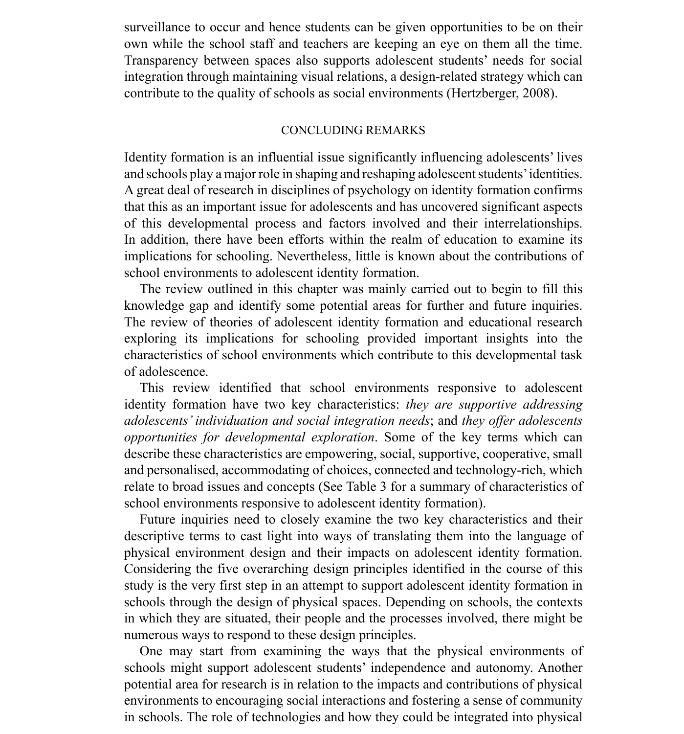surveillance to occur and hence students can be given opportunities to be on their own while the school staff and teachers are keeping an eye on them all the time. Transparency between spaces also supports adolescent students' needs for social integration through maintaining visual relations, a design-related strategy which can contribute to the quality of schools as social environments (Hertzberger, 2008).

## CONCLUDING REMARKS

Identity formation is an influential issue significantly influencing adolescents' lives and schools play a major role in shaping and reshaping adolescent students' identities. A great deal of research in disciplines of psychology on identity formation confirms that this as an important issue for adolescents and has uncovered significant aspects of this developmental process and factors involved and their interrelationships. In addition, there have been efforts within the realm of education to examine its implications for schooling. Nevertheless, little is known about the contributions of school environments to adolescent identity formation.

The review outlined in this chapter was mainly carried out to begin to fill this knowledge gap and identify some potential areas for further and future inquiries. The review of theories of adolescent identity formation and educational research exploring its implications for schooling provided important insights into the characteristics of school environments which contribute to this developmental task of adolescence.

This review identified that school environments responsive to adolescent identity formation have two key characteristics: *they are supportive addressing adolescents' individuation and social integration needs*; and *they offer adolescents opportunities for developmental exploration*. Some of the key terms which can describe these characteristics are empowering, social, supportive, cooperative, small and personalised, accommodating of choices, connected and technology-rich, which relate to broad issues and concepts (See Table 3 for a summary of characteristics of school environments responsive to adolescent identity formation).

Future inquiries need to closely examine the two key characteristics and their descriptive terms to cast light into ways of translating them into the language of physical environment design and their impacts on adolescent identity formation. Considering the five overarching design principles identified in the course of this study is the very first step in an attempt to support adolescent identity formation in schools through the design of physical spaces. Depending on schools, the contexts in which they are situated, their people and the processes involved, there might be numerous ways to respond to these design principles.

One may start from examining the ways that the physical environments of schools might support adolescent students' independence and autonomy. Another potential area for research is in relation to the impacts and contributions of physical environments to encouraging social interactions and fostering a sense of community in schools. The role of technologies and how they could be integrated into physical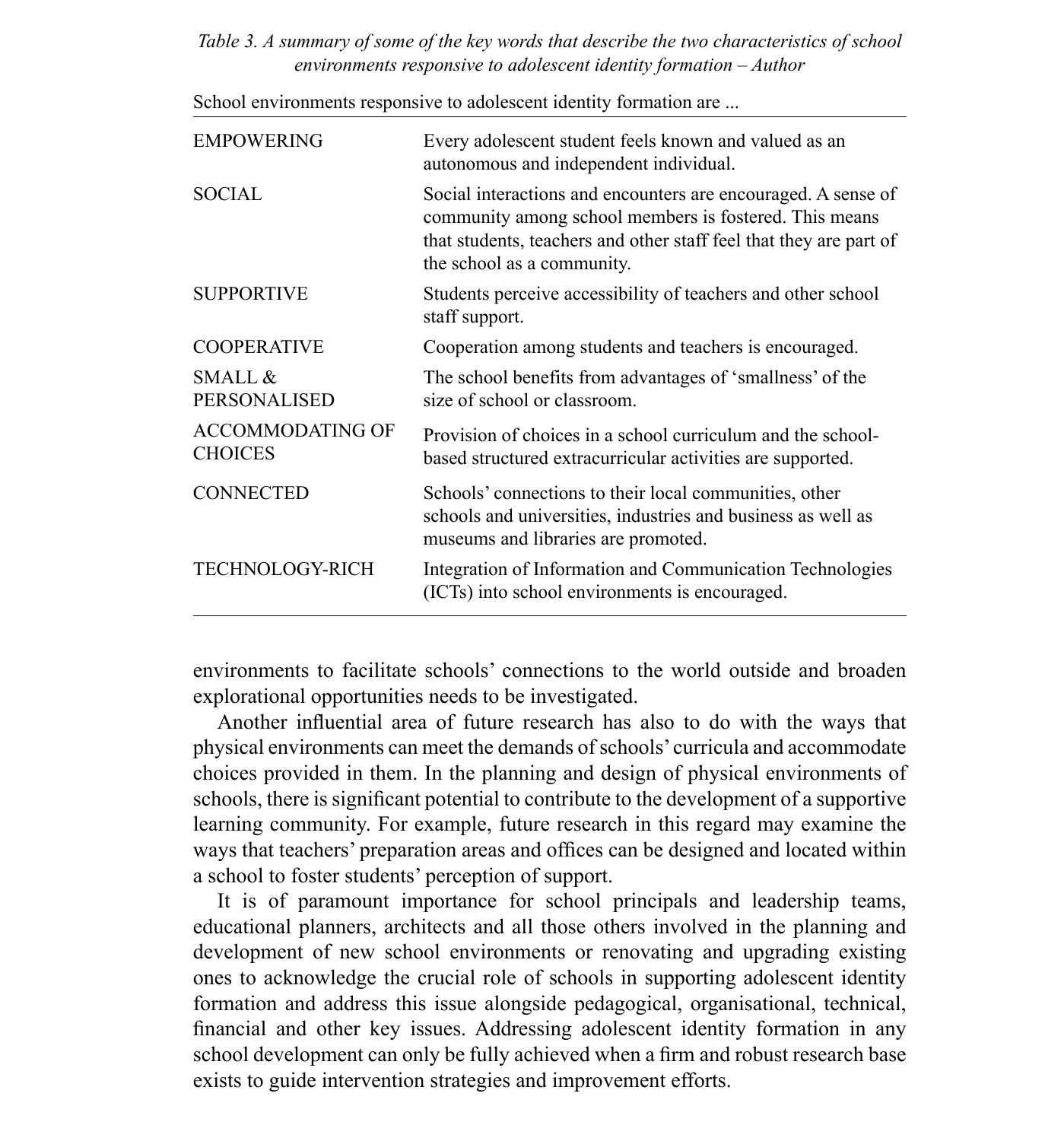*Table 3. A summary of some of the key words that describe the two characteristics of school environments responsive to adolescent identity formation – Author*

| School environments responsive to adolescent identity formation are ... | |
|---|---|
| EMPOWERING | Every adolescent student feels known and valued as an autonomous and independent individual. |
| SOCIAL | Social interactions and encounters are encouraged. A sense of community among school members is fostered. This means that students, teachers and other staff feel that they are part of the school as a community. |
| SUPPORTIVE | Students perceive accessibility of teachers and other school staff support. |
| COOPERATIVE | Cooperation among students and teachers is encouraged. |
| SMALL & PERSONALISED | The school benefits from advantages of 'smallness' of the size of school or classroom. |
| ACCOMMODATING OF CHOICES | Provision of choices in a school curriculum and the school-based structured extracurricular activities are supported. |
| CONNECTED | Schools' connections to their local communities, other schools and universities, industries and business as well as museums and libraries are promoted. |
| TECHNOLOGY-RICH | Integration of Information and Communication Technologies (ICTs) into school environments is encouraged. |

environments to facilitate schools' connections to the world outside and broaden explorational opportunities needs to be investigated.

Another influential area of future research has also to do with the ways that physical environments can meet the demands of schools' curricula and accommodate choices provided in them. In the planning and design of physical environments of schools, there is significant potential to contribute to the development of a supportive learning community. For example, future research in this regard may examine the ways that teachers' preparation areas and offices can be designed and located within a school to foster students' perception of support.

It is of paramount importance for school principals and leadership teams, educational planners, architects and all those others involved in the planning and development of new school environments or renovating and upgrading existing ones to acknowledge the crucial role of schools in supporting adolescent identity formation and address this issue alongside pedagogical, organisational, technical, financial and other key issues. Addressing adolescent identity formation in any school development can only be fully achieved when a firm and robust research base exists to guide intervention strategies and improvement efforts.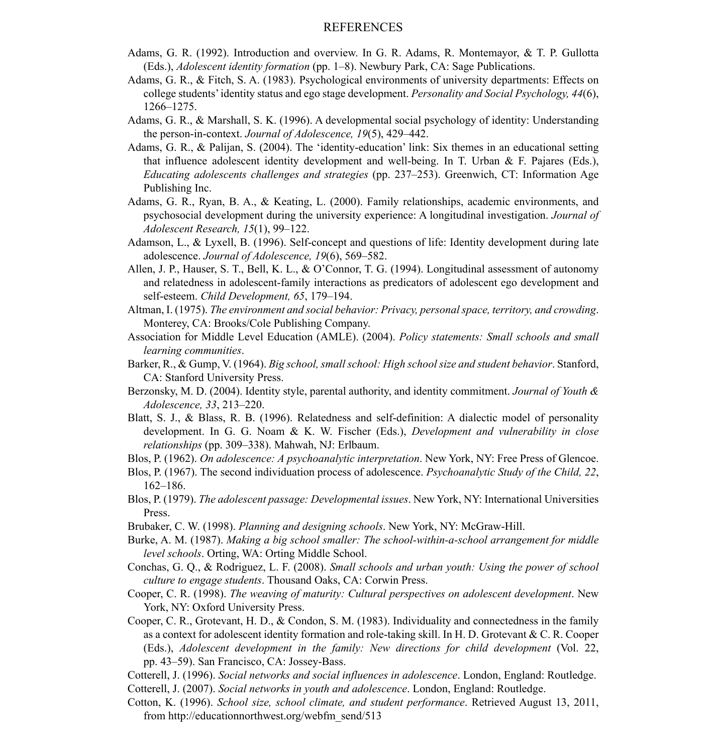# REFERENCES

Adams, G. R. (1992). Introduction and overview. In G. R. Adams, R. Montemayor, & T. P. Gullotta (Eds.), *Adolescent identity formation* (pp. 1–8). Newbury Park, CA: Sage Publications.

Adams, G. R., & Fitch, S. A. (1983). Psychological environments of university departments: Effects on college students' identity status and ego stage development. *Personality and Social Psychology, 44*(6), 1266–1275.

Adams, G. R., & Marshall, S. K. (1996). A developmental social psychology of identity: Understanding the person-in-context. *Journal of Adolescence, 19*(5), 429–442.

Adams, G. R., & Palijan, S. (2004). The 'identity-education' link: Six themes in an educational setting that influence adolescent identity development and well-being. In T. Urban & F. Pajares (Eds.), *Educating adolescents challenges and strategies* (pp. 237–253). Greenwich, CT: Information Age Publishing Inc.

Adams, G. R., Ryan, B. A., & Keating, L. (2000). Family relationships, academic environments, and psychosocial development during the university experience: A longitudinal investigation. *Journal of Adolescent Research, 15*(1), 99–122.

Adamson, L., & Lyxell, B. (1996). Self-concept and questions of life: Identity development during late adolescence. *Journal of Adolescence, 19*(6), 569–582.

Allen, J. P., Hauser, S. T., Bell, K. L., & O'Connor, T. G. (1994). Longitudinal assessment of autonomy and relatedness in adolescent-family interactions as predicators of adolescent ego development and self-esteem. *Child Development, 65*, 179–194.

Altman, I. (1975). *The environment and social behavior: Privacy, personal space, territory, and crowding*. Monterey, CA: Brooks/Cole Publishing Company.

Association for Middle Level Education (AMLE). (2004). *Policy statements: Small schools and small learning communities*.

Barker, R., & Gump, V. (1964). *Big school, small school: High school size and student behavior*. Stanford, CA: Stanford University Press.

Berzonsky, M. D. (2004). Identity style, parental authority, and identity commitment. *Journal of Youth & Adolescence, 33*, 213–220.

Blatt, S. J., & Blass, R. B. (1996). Relatedness and self-definition: A dialectic model of personality development. In G. G. Noam & K. W. Fischer (Eds.), *Development and vulnerability in close relationships* (pp. 309–338). Mahwah, NJ: Erlbaum.

Blos, P. (1962). *On adolescence: A psychoanalytic interpretation*. New York, NY: Free Press of Glencoe.

Blos, P. (1967). The second individuation process of adolescence. *Psychoanalytic Study of the Child, 22*, 162–186.

Blos, P. (1979). *The adolescent passage: Developmental issues*. New York, NY: International Universities Press.

Brubaker, C. W. (1998). *Planning and designing schools*. New York, NY: McGraw-Hill.

Burke, A. M. (1987). *Making a big school smaller: The school-within-a-school arrangement for middle level schools*. Orting, WA: Orting Middle School.

Conchas, G. Q., & Rodriguez, L. F. (2008). *Small schools and urban youth: Using the power of school culture to engage students*. Thousand Oaks, CA: Corwin Press.

Cooper, C. R. (1998). *The weaving of maturity: Cultural perspectives on adolescent development*. New York, NY: Oxford University Press.

Cooper, C. R., Grotevant, H. D., & Condon, S. M. (1983). Individuality and connectedness in the family as a context for adolescent identity formation and role-taking skill. In H. D. Grotevant & C. R. Cooper (Eds.), *Adolescent development in the family: New directions for child development* (Vol. 22, pp. 43–59). San Francisco, CA: Jossey-Bass.

Cotterell, J. (1996). *Social networks and social influences in adolescence*. London, England: Routledge.

Cotterell, J. (2007). *Social networks in youth and adolescence*. London, England: Routledge.

Cotton, K. (1996). *School size, school climate, and student performance*. Retrieved August 13, 2011, from http://educationnorthwest.org/webfm_send/513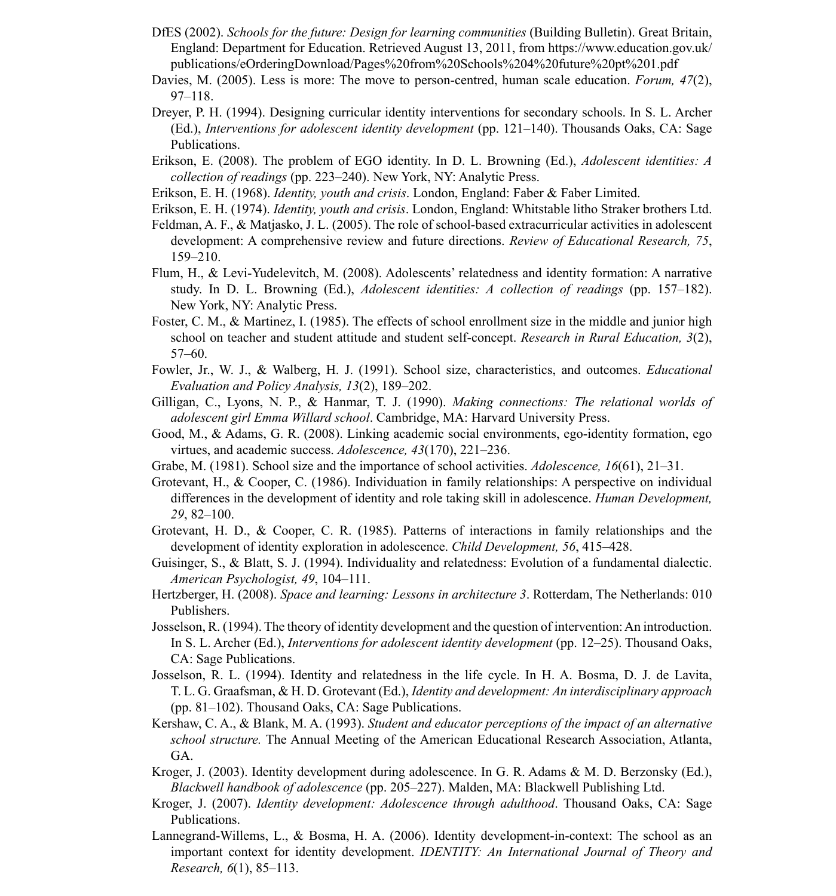DfES (2002). *Schools for the future: Design for learning communities* (Building Bulletin). Great Britain, England: Department for Education. Retrieved August 13, 2011, from https://www.education.gov.uk/publications/eOrderingDownload/Pages%20from%20Schools%204%20future%20pt%201.pdf

Davies, M. (2005). Less is more: The move to person-centred, human scale education. *Forum, 47*(2), 97–118.

Dreyer, P. H. (1994). Designing curricular identity interventions for secondary schools. In S. L. Archer (Ed.), *Interventions for adolescent identity development* (pp. 121–140). Thousands Oaks, CA: Sage Publications.

Erikson, E. (2008). The problem of EGO identity. In D. L. Browning (Ed.), *Adolescent identities: A collection of readings* (pp. 223–240). New York, NY: Analytic Press.

Erikson, E. H. (1968). *Identity, youth and crisis*. London, England: Faber & Faber Limited.

Erikson, E. H. (1974). *Identity, youth and crisis*. London, England: Whitstable litho Straker brothers Ltd.

Feldman, A. F., & Matjasko, J. L. (2005). The role of school-based extracurricular activities in adolescent development: A comprehensive review and future directions. *Review of Educational Research, 75*, 159–210.

Flum, H., & Levi-Yudelevitch, M. (2008). Adolescents' relatedness and identity formation: A narrative study. In D. L. Browning (Ed.), *Adolescent identities: A collection of readings* (pp. 157–182). New York, NY: Analytic Press.

Foster, C. M., & Martinez, I. (1985). The effects of school enrollment size in the middle and junior high school on teacher and student attitude and student self-concept. *Research in Rural Education, 3*(2), 57–60.

Fowler, Jr., W. J., & Walberg, H. J. (1991). School size, characteristics, and outcomes. *Educational Evaluation and Policy Analysis, 13*(2), 189–202.

Gilligan, C., Lyons, N. P., & Hanmar, T. J. (1990). *Making connections: The relational worlds of adolescent girl Emma Willard school*. Cambridge, MA: Harvard University Press.

Good, M., & Adams, G. R. (2008). Linking academic social environments, ego-identity formation, ego virtues, and academic success. *Adolescence, 43*(170), 221–236.

Grabe, M. (1981). School size and the importance of school activities. *Adolescence, 16*(61), 21–31.

Grotevant, H., & Cooper, C. (1986). Individuation in family relationships: A perspective on individual differences in the development of identity and role taking skill in adolescence. *Human Development, 29*, 82–100.

Grotevant, H. D., & Cooper, C. R. (1985). Patterns of interactions in family relationships and the development of identity exploration in adolescence. *Child Development, 56*, 415–428.

Guisinger, S., & Blatt, S. J. (1994). Individuality and relatedness: Evolution of a fundamental dialectic. *American Psychologist, 49*, 104–111.

Hertzberger, H. (2008). *Space and learning: Lessons in architecture 3*. Rotterdam, The Netherlands: 010 Publishers.

Josselson, R. (1994). The theory of identity development and the question of intervention: An introduction. In S. L. Archer (Ed.), *Interventions for adolescent identity development* (pp. 12–25). Thousand Oaks, CA: Sage Publications.

Josselson, R. L. (1994). Identity and relatedness in the life cycle. In H. A. Bosma, D. J. de Lavita, T. L. G. Graafsman, & H. D. Grotevant (Ed.), *Identity and development: An interdisciplinary approach* (pp. 81–102). Thousand Oaks, CA: Sage Publications.

Kershaw, C. A., & Blank, M. A. (1993). *Student and educator perceptions of the impact of an alternative school structure.* The Annual Meeting of the American Educational Research Association, Atlanta, GA.

Kroger, J. (2003). Identity development during adolescence. In G. R. Adams & M. D. Berzonsky (Ed.), *Blackwell handbook of adolescence* (pp. 205–227). Malden, MA: Blackwell Publishing Ltd.

Kroger, J. (2007). *Identity development: Adolescence through adulthood*. Thousand Oaks, CA: Sage Publications.

Lannegrand-Willems, L., & Bosma, H. A. (2006). Identity development-in-context: The school as an important context for identity development. *IDENTITY: An International Journal of Theory and Research, 6*(1), 85–113.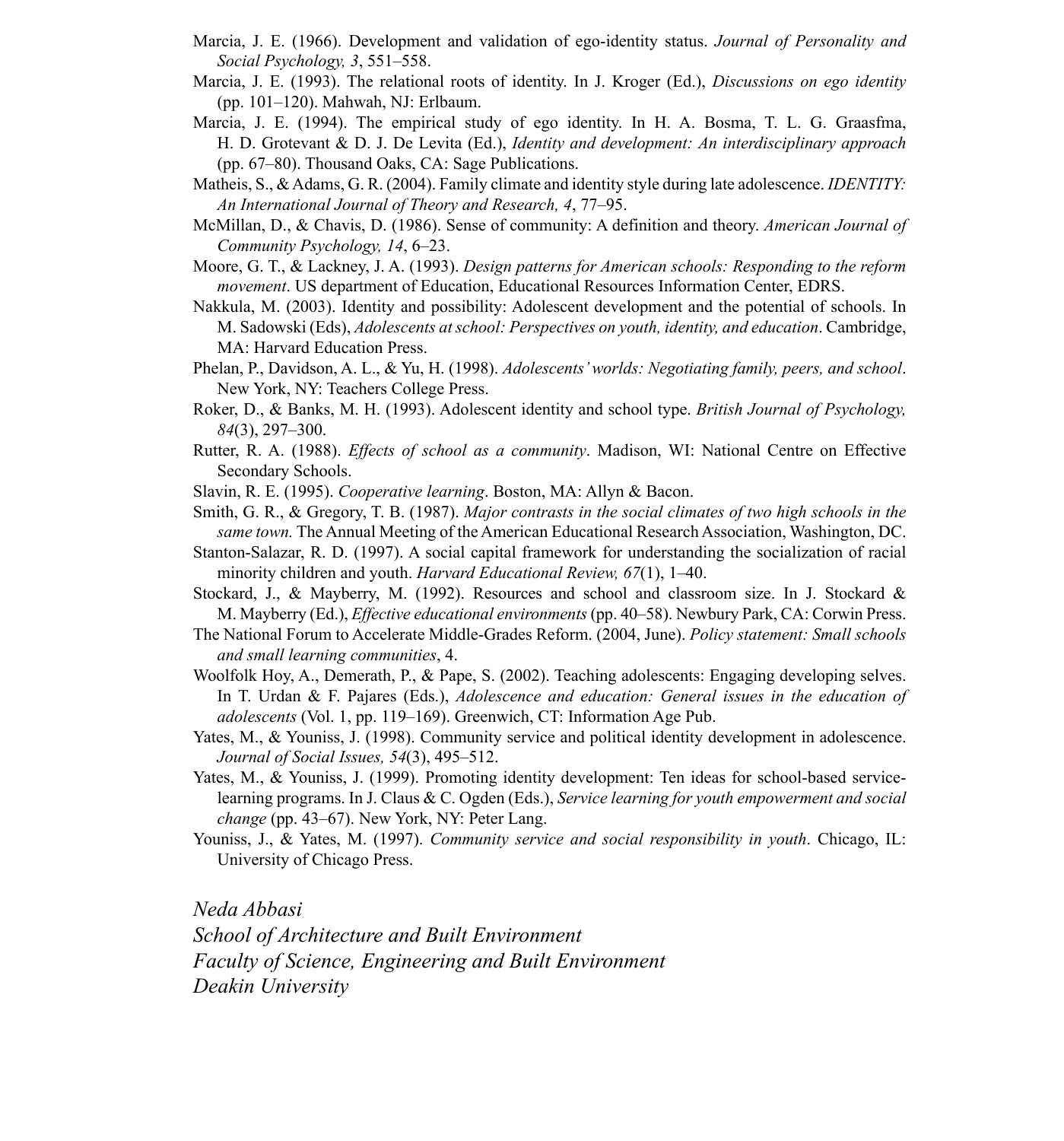Marcia, J. E. (1966). Development and validation of ego-identity status. *Journal of Personality and Social Psychology, 3*, 551–558.

Marcia, J. E. (1993). The relational roots of identity. In J. Kroger (Ed.), *Discussions on ego identity* (pp. 101–120). Mahwah, NJ: Erlbaum.

Marcia, J. E. (1994). The empirical study of ego identity. In H. A. Bosma, T. L. G. Graasfma, H. D. Grotevant & D. J. De Levita (Ed.), *Identity and development: An interdisciplinary approach* (pp. 67–80). Thousand Oaks, CA: Sage Publications.

Matheis, S., & Adams, G. R. (2004). Family climate and identity style during late adolescence. *IDENTITY: An International Journal of Theory and Research, 4*, 77–95.

McMillan, D., & Chavis, D. (1986). Sense of community: A definition and theory. *American Journal of Community Psychology, 14*, 6–23.

Moore, G. T., & Lackney, J. A. (1993). *Design patterns for American schools: Responding to the reform movement*. US department of Education, Educational Resources Information Center, EDRS.

Nakkula, M. (2003). Identity and possibility: Adolescent development and the potential of schools. In M. Sadowski (Eds), *Adolescents at school: Perspectives on youth, identity, and education*. Cambridge, MA: Harvard Education Press.

Phelan, P., Davidson, A. L., & Yu, H. (1998). *Adolescents' worlds: Negotiating family, peers, and school*. New York, NY: Teachers College Press.

Roker, D., & Banks, M. H. (1993). Adolescent identity and school type. *British Journal of Psychology, 84*(3), 297–300.

Rutter, R. A. (1988). *Effects of school as a community*. Madison, WI: National Centre on Effective Secondary Schools.

Slavin, R. E. (1995). *Cooperative learning*. Boston, MA: Allyn & Bacon.

Smith, G. R., & Gregory, T. B. (1987). *Major contrasts in the social climates of two high schools in the same town.* The Annual Meeting of the American Educational Research Association, Washington, DC.

Stanton-Salazar, R. D. (1997). A social capital framework for understanding the socialization of racial minority children and youth. *Harvard Educational Review, 67*(1), 1–40.

Stockard, J., & Mayberry, M. (1992). Resources and school and classroom size. In J. Stockard & M. Mayberry (Ed.), *Effective educational environments* (pp. 40–58). Newbury Park, CA: Corwin Press.

The National Forum to Accelerate Middle-Grades Reform. (2004, June). *Policy statement: Small schools and small learning communities*, 4.

Woolfolk Hoy, A., Demerath, P., & Pape, S. (2002). Teaching adolescents: Engaging developing selves. In T. Urdan & F. Pajares (Eds.), *Adolescence and education: General issues in the education of adolescents* (Vol. 1, pp. 119–169). Greenwich, CT: Information Age Pub.

Yates, M., & Youniss, J. (1998). Community service and political identity development in adolescence. *Journal of Social Issues, 54*(3), 495–512.

Yates, M., & Youniss, J. (1999). Promoting identity development: Ten ideas for school-based service-learning programs. In J. Claus & C. Ogden (Eds.), *Service learning for youth empowerment and social change* (pp. 43–67). New York, NY: Peter Lang.

Youniss, J., & Yates, M. (1997). *Community service and social responsibility in youth*. Chicago, IL: University of Chicago Press.

*Neda Abbasi*
*School of Architecture and Built Environment*
*Faculty of Science, Engineering and Built Environment*
*Deakin University*